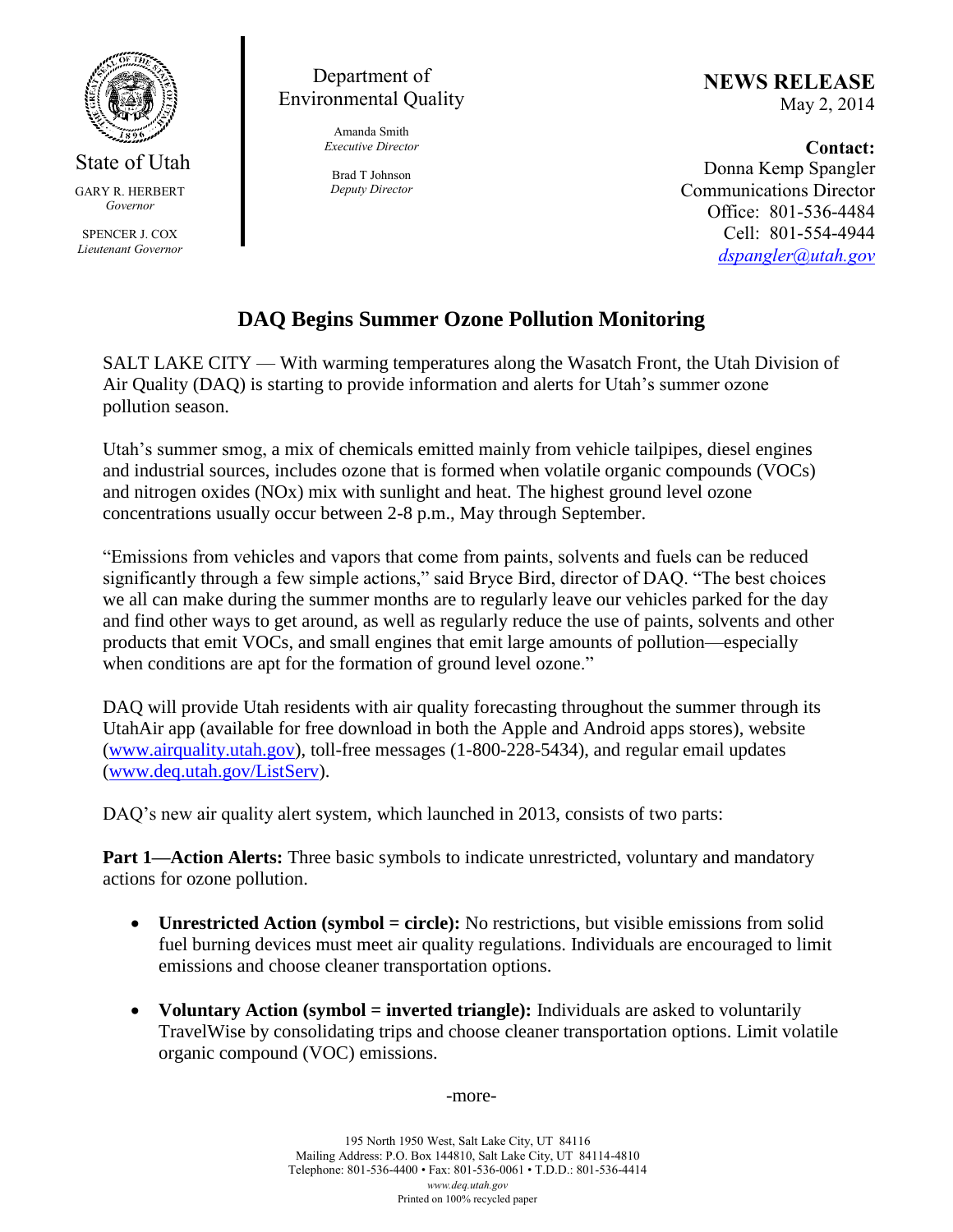State of Utah

GARY R. HERBERT
*Governor*

SPENCER J. COX
*Lieutenant Governor*

Department of Environmental Quality

Amanda Smith
*Executive Director*

Brad T Johnson
*Deputy Director*

**NEWS RELEASE**
May 2, 2014

**Contact:**
Donna Kemp Spangler
Communications Director
Office: 801-536-4484
Cell: 801-554-4944
[dspangler@utah.gov](mailto:dspangler@utah.gov)

# DAQ Begins Summer Ozone Pollution Monitoring

SALT LAKE CITY — With warming temperatures along the Wasatch Front, the Utah Division of Air Quality (DAQ) is starting to provide information and alerts for Utah's summer ozone pollution season.

Utah's summer smog, a mix of chemicals emitted mainly from vehicle tailpipes, diesel engines and industrial sources, includes ozone that is formed when volatile organic compounds (VOCs) and nitrogen oxides (NOx) mix with sunlight and heat. The highest ground level ozone concentrations usually occur between 2-8 p.m., May through September.

"Emissions from vehicles and vapors that come from paints, solvents and fuels can be reduced significantly through a few simple actions," said Bryce Bird, director of DAQ. "The best choices we all can make during the summer months are to regularly leave our vehicles parked for the day and find other ways to get around, as well as regularly reduce the use of paints, solvents and other products that emit VOCs, and small engines that emit large amounts of pollution—especially when conditions are apt for the formation of ground level ozone."

DAQ will provide Utah residents with air quality forecasting throughout the summer through its UtahAir app (available for free download in both the Apple and Android apps stores), website ([www.airquality.utah.gov](http://www.airquality.utah.gov)), toll-free messages (1-800-228-5434), and regular email updates ([www.deq.utah.gov/ListServ](http://www.deq.utah.gov/ListServ)).

DAQ's new air quality alert system, which launched in 2013, consists of two parts:

**Part 1—Action Alerts:** Three basic symbols to indicate unrestricted, voluntary and mandatory actions for ozone pollution.

- **Unrestricted Action (symbol = circle):** No restrictions, but visible emissions from solid fuel burning devices must meet air quality regulations. Individuals are encouraged to limit emissions and choose cleaner transportation options.
- **Voluntary Action (symbol = inverted triangle):** Individuals are asked to voluntarily TravelWise by consolidating trips and choose cleaner transportation options. Limit volatile organic compound (VOC) emissions.

-more-

195 North 1950 West, Salt Lake City, UT 84116
Mailing Address: P.O. Box 144810, Salt Lake City, UT 84114-4810
Telephone: 801-536-4400 • Fax: 801-536-0061 • T.D.D.: 801-536-4414
*www.deq.utah.gov*
Printed on 100% recycled paper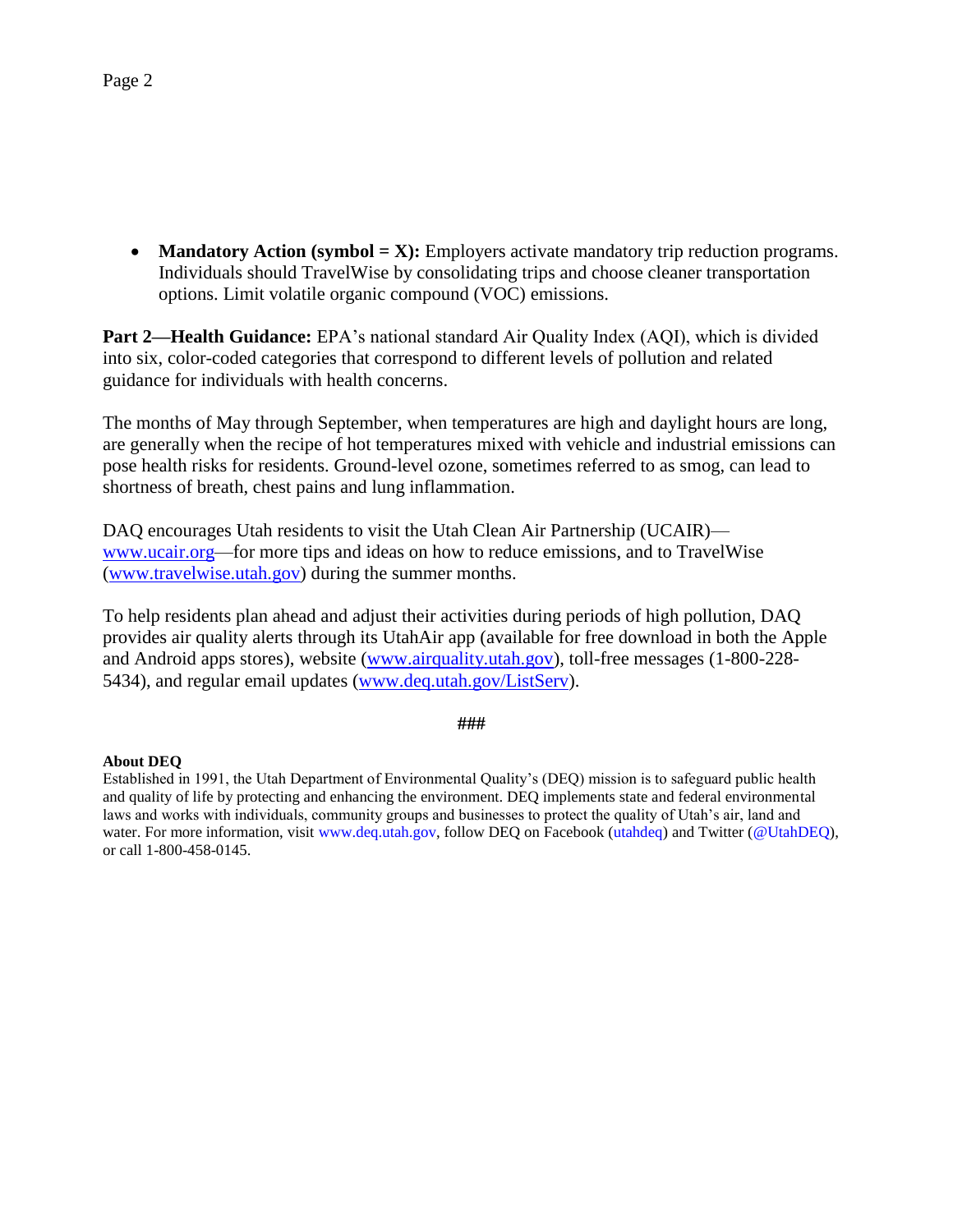- **Mandatory Action (symbol = X):** Employers activate mandatory trip reduction programs. Individuals should TravelWise by consolidating trips and choose cleaner transportation options. Limit volatile organic compound (VOC) emissions.

**Part 2—Health Guidance:** EPA's national standard Air Quality Index (AQI), which is divided into six, color-coded categories that correspond to different levels of pollution and related guidance for individuals with health concerns.

The months of May through September, when temperatures are high and daylight hours are long, are generally when the recipe of hot temperatures mixed with vehicle and industrial emissions can pose health risks for residents. Ground-level ozone, sometimes referred to as smog, can lead to shortness of breath, chest pains and lung inflammation.

DAQ encourages Utah residents to visit the Utah Clean Air Partnership (UCAIR)—www.ucair.org—for more tips and ideas on how to reduce emissions, and to TravelWise (www.travelwise.utah.gov) during the summer months.

To help residents plan ahead and adjust their activities during periods of high pollution, DAQ provides air quality alerts through its UtahAir app (available for free download in both the Apple and Android apps stores), website (www.airquality.utah.gov), toll-free messages (1-800-228-5434), and regular email updates (www.deq.utah.gov/ListServ).

###

**About DEQ**
Established in 1991, the Utah Department of Environmental Quality's (DEQ) mission is to safeguard public health and quality of life by protecting and enhancing the environment. DEQ implements state and federal environmental laws and works with individuals, community groups and businesses to protect the quality of Utah's air, land and water. For more information, visit www.deq.utah.gov, follow DEQ on Facebook (utahdeq) and Twitter (@UtahDEQ), or call 1-800-458-0145.